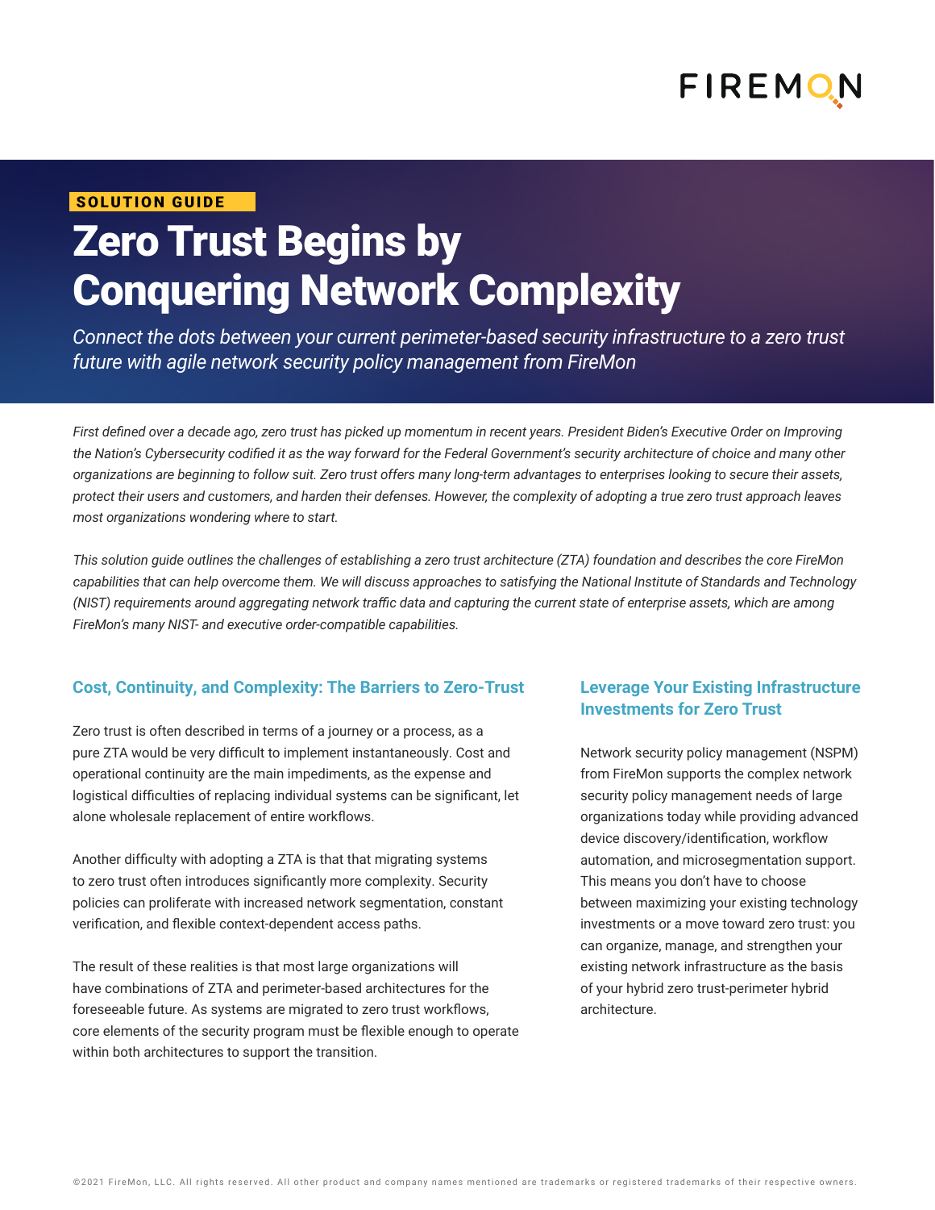SOLUTION GUIDE

# Zero Trust Begins by Conquering Network Complexity

*Connect the dots between your current perimeter-based security infrastructure to a zero trust future with agile network security policy management from FireMon*

*First defined over a decade ago, zero trust has picked up momentum in recent years. President Biden's Executive Order on Improving the Nation's Cybersecurity codified it as the way forward for the Federal Government's security architecture of choice and many other organizations are beginning to follow suit. Zero trust offers many long-term advantages to enterprises looking to secure their assets, protect their users and customers, and harden their defenses. However, the complexity of adopting a true zero trust approach leaves most organizations wondering where to start.*

*This solution guide outlines the challenges of establishing a zero trust architecture (ZTA) foundation and describes the core FireMon capabilities that can help overcome them. We will discuss approaches to satisfying the National Institute of Standards and Technology (NIST) requirements around aggregating network traffic data and capturing the current state of enterprise assets, which are among FireMon's many NIST- and executive order-compatible capabilities.*

## Cost, Continuity, and Complexity: The Barriers to Zero-Trust

Zero trust is often described in terms of a journey or a process, as a pure ZTA would be very difficult to implement instantaneously. Cost and operational continuity are the main impediments, as the expense and logistical difficulties of replacing individual systems can be significant, let alone wholesale replacement of entire workflows.

Another difficulty with adopting a ZTA is that that migrating systems to zero trust often introduces significantly more complexity. Security policies can proliferate with increased network segmentation, constant verification, and flexible context-dependent access paths.

The result of these realities is that most large organizations will have combinations of ZTA and perimeter-based architectures for the foreseeable future. As systems are migrated to zero trust workflows, core elements of the security program must be flexible enough to operate within both architectures to support the transition.

## Leverage Your Existing Infrastructure Investments for Zero Trust

Network security policy management (NSPM) from FireMon supports the complex network security policy management needs of large organizations today while providing advanced device discovery/identification, workflow automation, and microsegmentation support. This means you don't have to choose between maximizing your existing technology investments or a move toward zero trust: you can organize, manage, and strengthen your existing network infrastructure as the basis of your hybrid zero trust-perimeter hybrid architecture.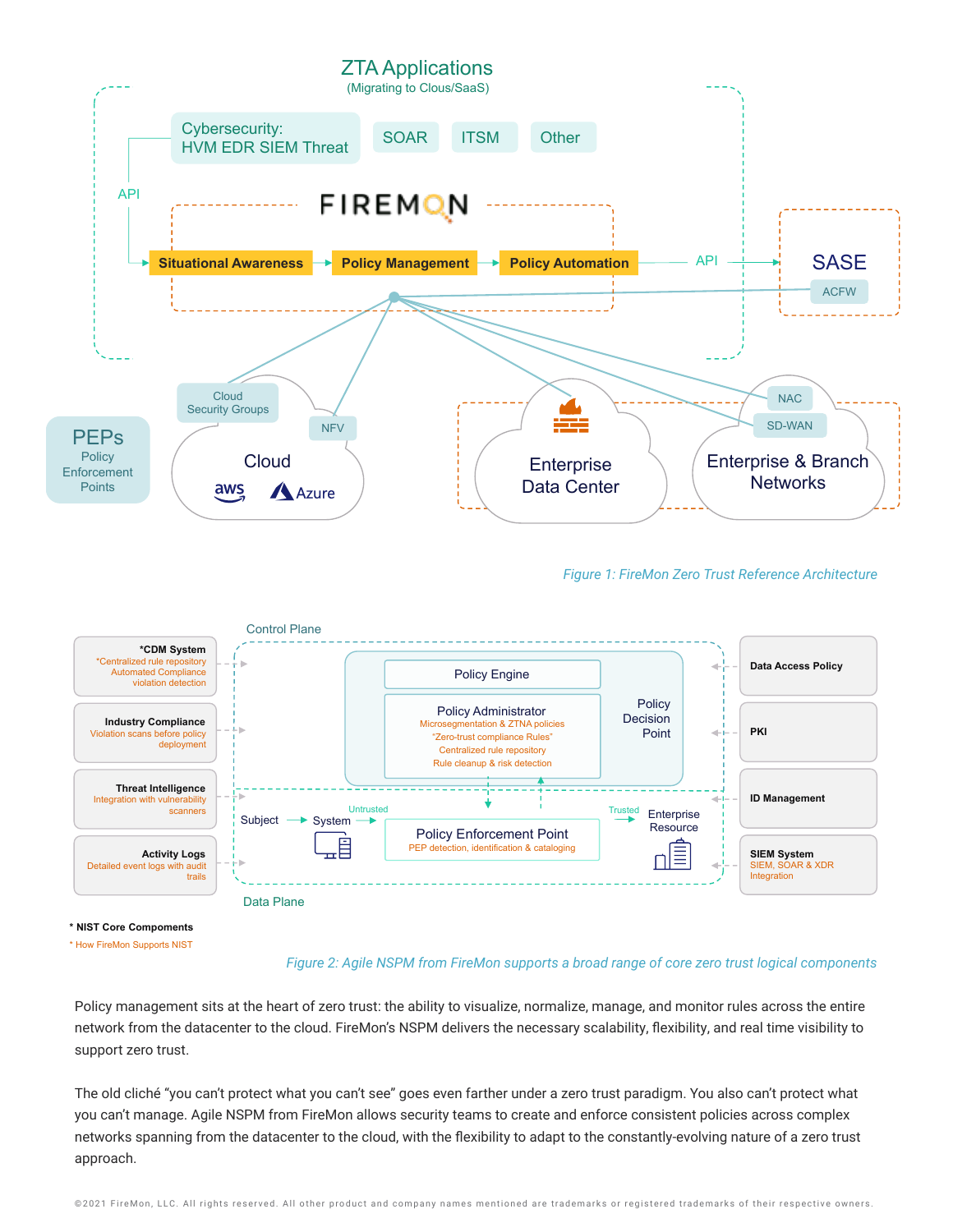ZTA Applications
(Migrating to Clous/SaaS)

Cybersecurity:
HVM EDR SIEM Threat

SOAR

ITSM

Other

API

FIREMON

Situational Awareness

Policy Management

Policy Automation

API

SASE

ACFW

PEPs
Policy Enforcement Points

Cloud Security Groups

NFV

Cloud

aws

Azure

Enterprise Data Center

NAC

SD-WAN

Enterprise & Branch Networks

*Figure 1: FireMon Zero Trust Reference Architecture*

Control Plane

**\*CDM System**
\*Centralized rule repository
Automated Compliance violation detection

**Industry Compliance**
Violation scans before policy deployment

**Threat Intelligence**
Integration with vulnerability scanners

**Activity Logs**
Detailed event logs with audit trails

Policy Engine

Policy Administrator
Microsegmentation & ZTNA policies
"Zero-trust compliance Rules"
Centralized rule repository
Rule cleanup & risk detection

Policy Decision Point

Subject

System

Untrusted

Policy Enforcement Point
PEP detection, identification & cataloging

Trusted

Enterprise Resource

**Data Access Policy**

**PKI**

**ID Management**

**SIEM System**
SIEM, SOAR & XDR Integration

Data Plane

**\* NIST Core Compoments**

\* How FireMon Supports NIST

*Figure 2: Agile NSPM from FireMon supports a broad range of core zero trust logical components*

Policy management sits at the heart of zero trust: the ability to visualize, normalize, manage, and monitor rules across the entire network from the datacenter to the cloud. FireMon's NSPM delivers the necessary scalability, flexibility, and real time visibility to support zero trust.

The old cliché "you can't protect what you can't see" goes even farther under a zero trust paradigm. You also can't protect what you can't manage. Agile NSPM from FireMon allows security teams to create and enforce consistent policies across complex networks spanning from the datacenter to the cloud, with the flexibility to adapt to the constantly-evolving nature of a zero trust approach.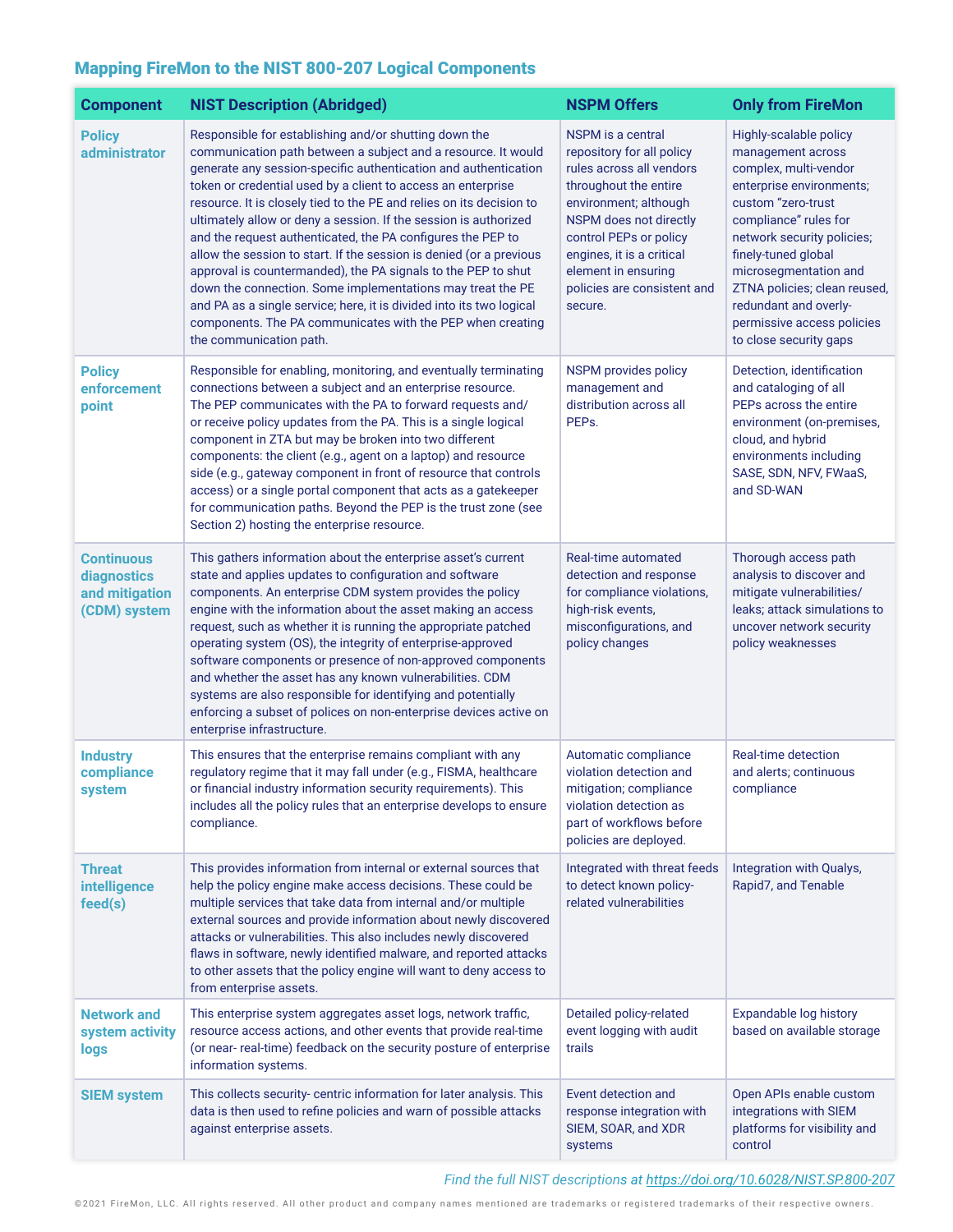## Mapping FireMon to the NIST 800-207 Logical Components

| Component | NIST Description (Abridged) | NSPM Offers | Only from FireMon |
|---|---|---|---|
| **Policy administrator** | Responsible for establishing and/or shutting down the communication path between a subject and a resource. It would generate any session-specific authentication and authentication token or credential used by a client to access an enterprise resource. It is closely tied to the PE and relies on its decision to ultimately allow or deny a session. If the session is authorized and the request authenticated, the PA configures the PEP to allow the session to start. If the session is denied (or a previous approval is countermanded), the PA signals to the PEP to shut down the connection. Some implementations may treat the PE and PA as a single service; here, it is divided into its two logical components. The PA communicates with the PEP when creating the communication path. | NSPM is a central repository for all policy rules across all vendors throughout the entire environment; although NSPM does not directly control PEPs or policy engines, it is a critical element in ensuring policies are consistent and secure. | Highly-scalable policy management across complex, multi-vendor enterprise environments; custom "zero-trust compliance" rules for network security policies; finely-tuned global microsegmentation and ZTNA policies; clean reused, redundant and overly-permissive access policies to close security gaps |
| **Policy enforcement point** | Responsible for enabling, monitoring, and eventually terminating connections between a subject and an enterprise resource. The PEP communicates with the PA to forward requests and/or receive policy updates from the PA. This is a single logical component in ZTA but may be broken into two different components: the client (e.g., agent on a laptop) and resource side (e.g., gateway component in front of resource that controls access) or a single portal component that acts as a gatekeeper for communication paths. Beyond the PEP is the trust zone (see Section 2) hosting the enterprise resource. | NSPM provides policy management and distribution across all PEPs. | Detection, identification and cataloging of all PEPs across the entire environment (on-premises, cloud, and hybrid environments including SASE, SDN, NFV, FWaaS, and SD-WAN |
| **Continuous diagnostics and mitigation (CDM) system** | This gathers information about the enterprise asset's current state and applies updates to configuration and software components. An enterprise CDM system provides the policy engine with the information about the asset making an access request, such as whether it is running the appropriate patched operating system (OS), the integrity of enterprise-approved software components or presence of non-approved components and whether the asset has any known vulnerabilities. CDM systems are also responsible for identifying and potentially enforcing a subset of polices on non-enterprise devices active on enterprise infrastructure. | Real-time automated detection and response for compliance violations, high-risk events, misconfigurations, and policy changes | Thorough access path analysis to discover and mitigate vulnerabilities/leaks; attack simulations to uncover network security policy weaknesses |
| **Industry compliance system** | This ensures that the enterprise remains compliant with any regulatory regime that it may fall under (e.g., FISMA, healthcare or financial industry information security requirements). This includes all the policy rules that an enterprise develops to ensure compliance. | Automatic compliance violation detection and mitigation; compliance violation detection as part of workflows before policies are deployed. | Real-time detection and alerts; continuous compliance |
| **Threat intelligence feed(s)** | This provides information from internal or external sources that help the policy engine make access decisions. These could be multiple services that take data from internal and/or multiple external sources and provide information about newly discovered attacks or vulnerabilities. This also includes newly discovered flaws in software, newly identified malware, and reported attacks to other assets that the policy engine will want to deny access to from enterprise assets. | Integrated with threat feeds to detect known policy-related vulnerabilities | Integration with Qualys, Rapid7, and Tenable |
| **Network and system activity logs** | This enterprise system aggregates asset logs, network traffic, resource access actions, and other events that provide real-time (or near- real-time) feedback on the security posture of enterprise information systems. | Detailed policy-related event logging with audit trails | Expandable log history based on available storage |
| **SIEM system** | This collects security- centric information for later analysis. This data is then used to refine policies and warn of possible attacks against enterprise assets. | Event detection and response integration with SIEM, SOAR, and XDR systems | Open APIs enable custom integrations with SIEM platforms for visibility and control |

*Find the full NIST descriptions at https://doi.org/10.6028/NIST.SP.800-207*

©2021 FireMon, LLC. All rights reserved. All other product and company names mentioned are trademarks or registered trademarks of their respective owners.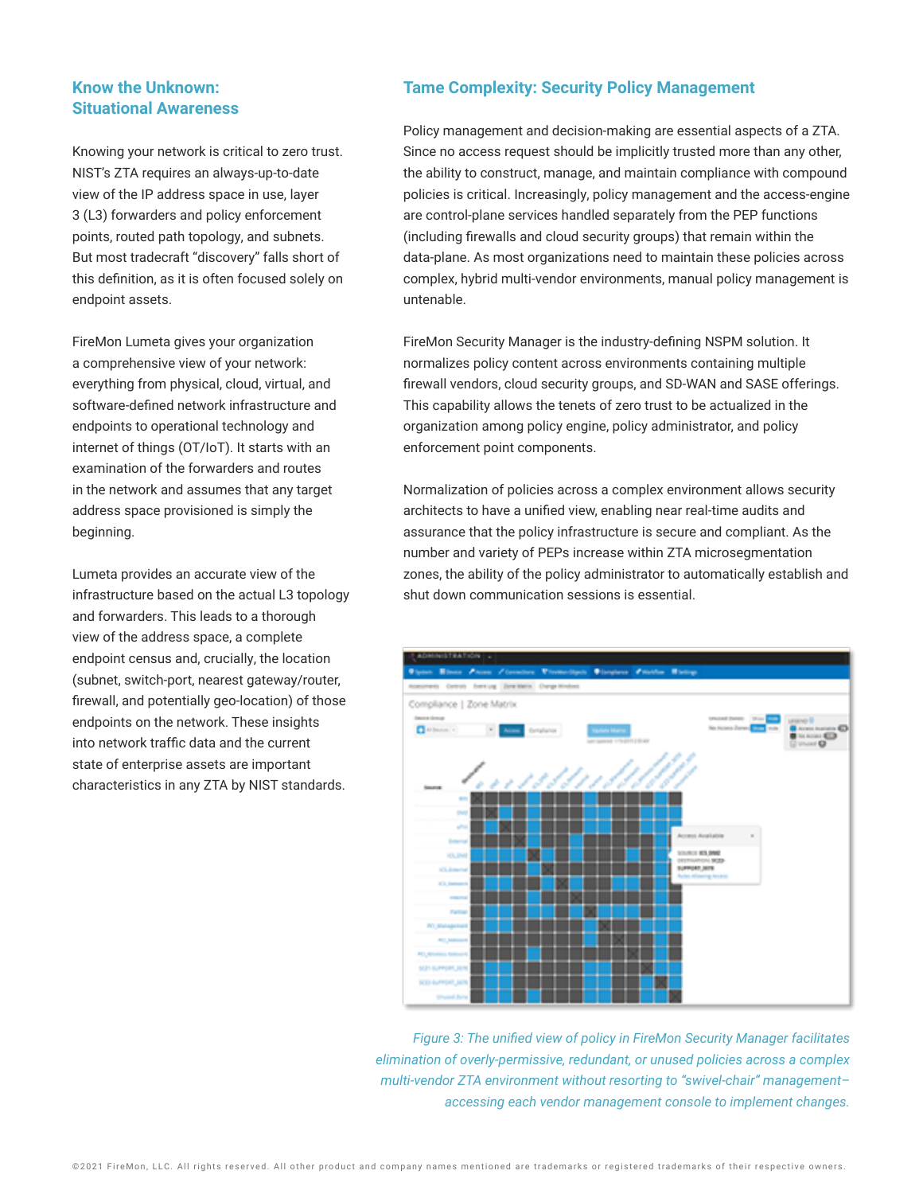## Know the Unknown: Situational Awareness

Knowing your network is critical to zero trust. NIST's ZTA requires an always-up-to-date view of the IP address space in use, layer 3 (L3) forwarders and policy enforcement points, routed path topology, and subnets. But most tradecraft "discovery" falls short of this definition, as it is often focused solely on endpoint assets.

FireMon Lumeta gives your organization a comprehensive view of your network: everything from physical, cloud, virtual, and software-defined network infrastructure and endpoints to operational technology and internet of things (OT/IoT). It starts with an examination of the forwarders and routes in the network and assumes that any target address space provisioned is simply the beginning.

Lumeta provides an accurate view of the infrastructure based on the actual L3 topology and forwarders. This leads to a thorough view of the address space, a complete endpoint census and, crucially, the location (subnet, switch-port, nearest gateway/router, firewall, and potentially geo-location) of those endpoints on the network. These insights into network traffic data and the current state of enterprise assets are important characteristics in any ZTA by NIST standards.

## Tame Complexity: Security Policy Management

Policy management and decision-making are essential aspects of a ZTA. Since no access request should be implicitly trusted more than any other, the ability to construct, manage, and maintain compliance with compound policies is critical. Increasingly, policy management and the access-engine are control-plane services handled separately from the PEP functions (including firewalls and cloud security groups) that remain within the data-plane. As most organizations need to maintain these policies across complex, hybrid multi-vendor environments, manual policy management is untenable.

FireMon Security Manager is the industry-defining NSPM solution. It normalizes policy content across environments containing multiple firewall vendors, cloud security groups, and SD-WAN and SASE offerings. This capability allows the tenets of zero trust to be actualized in the organization among policy engine, policy administrator, and policy enforcement point components.

Normalization of policies across a complex environment allows security architects to have a unified view, enabling near real-time audits and assurance that the policy infrastructure is secure and compliant. As the number and variety of PEPs increase within ZTA microsegmentation zones, the ability of the policy administrator to automatically establish and shut down communication sessions is essential.

*Figure 3: The unified view of policy in FireMon Security Manager facilitates elimination of overly-permissive, redundant, or unused policies across a complex multi-vendor ZTA environment without resorting to "swivel-chair" management–accessing each vendor management console to implement changes.*

©2021 FireMon, LLC. All rights reserved. All other product and company names mentioned are trademarks or registered trademarks of their respective owners.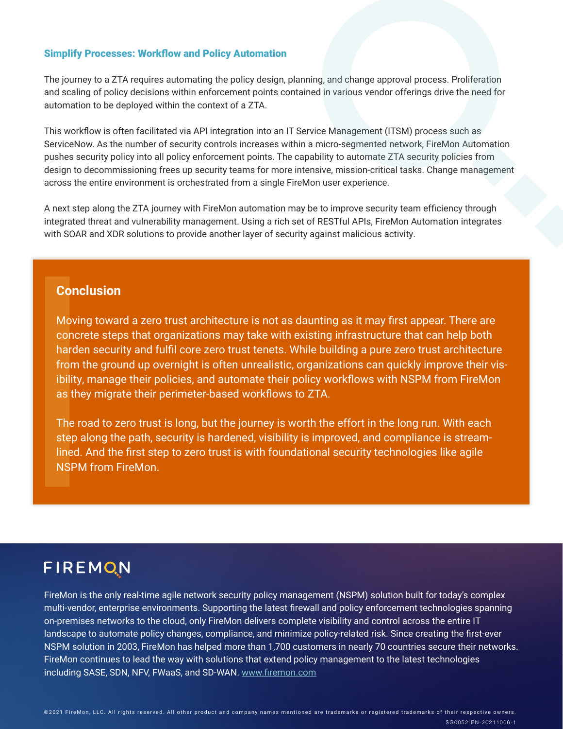### Simplify Processes: Workflow and Policy Automation

The journey to a ZTA requires automating the policy design, planning, and change approval process. Proliferation and scaling of policy decisions within enforcement points contained in various vendor offerings drive the need for automation to be deployed within the context of a ZTA.

This workflow is often facilitated via API integration into an IT Service Management (ITSM) process such as ServiceNow. As the number of security controls increases within a micro-segmented network, FireMon Automation pushes security policy into all policy enforcement points. The capability to automate ZTA security policies from design to decommissioning frees up security teams for more intensive, mission-critical tasks. Change management across the entire environment is orchestrated from a single FireMon user experience.

A next step along the ZTA journey with FireMon automation may be to improve security team efficiency through integrated threat and vulnerability management. Using a rich set of RESTful APIs, FireMon Automation integrates with SOAR and XDR solutions to provide another layer of security against malicious activity.

## Conclusion

Moving toward a zero trust architecture is not as daunting as it may first appear. There are concrete steps that organizations may take with existing infrastructure that can help both harden security and fulfil core zero trust tenets. While building a pure zero trust architecture from the ground up overnight is often unrealistic, organizations can quickly improve their visibility, manage their policies, and automate their policy workflows with NSPM from FireMon as they migrate their perimeter-based workflows to ZTA.

The road to zero trust is long, but the journey is worth the effort in the long run. With each step along the path, security is hardened, visibility is improved, and compliance is streamlined. And the first step to zero trust is with foundational security technologies like agile NSPM from FireMon.

**FIREMON**

FireMon is the only real-time agile network security policy management (NSPM) solution built for today's complex multi-vendor, enterprise environments. Supporting the latest firewall and policy enforcement technologies spanning on-premises networks to the cloud, only FireMon delivers complete visibility and control across the entire IT landscape to automate policy changes, compliance, and minimize policy-related risk. Since creating the first-ever NSPM solution in 2003, FireMon has helped more than 1,700 customers in nearly 70 countries secure their networks. FireMon continues to lead the way with solutions that extend policy management to the latest technologies including SASE, SDN, NFV, FWaaS, and SD-WAN. www.firemon.com

©2021 FireMon, LLC. All rights reserved. All other product and company names mentioned are trademarks or registered trademarks of their respective owners.

SG0052-EN-20211006-1